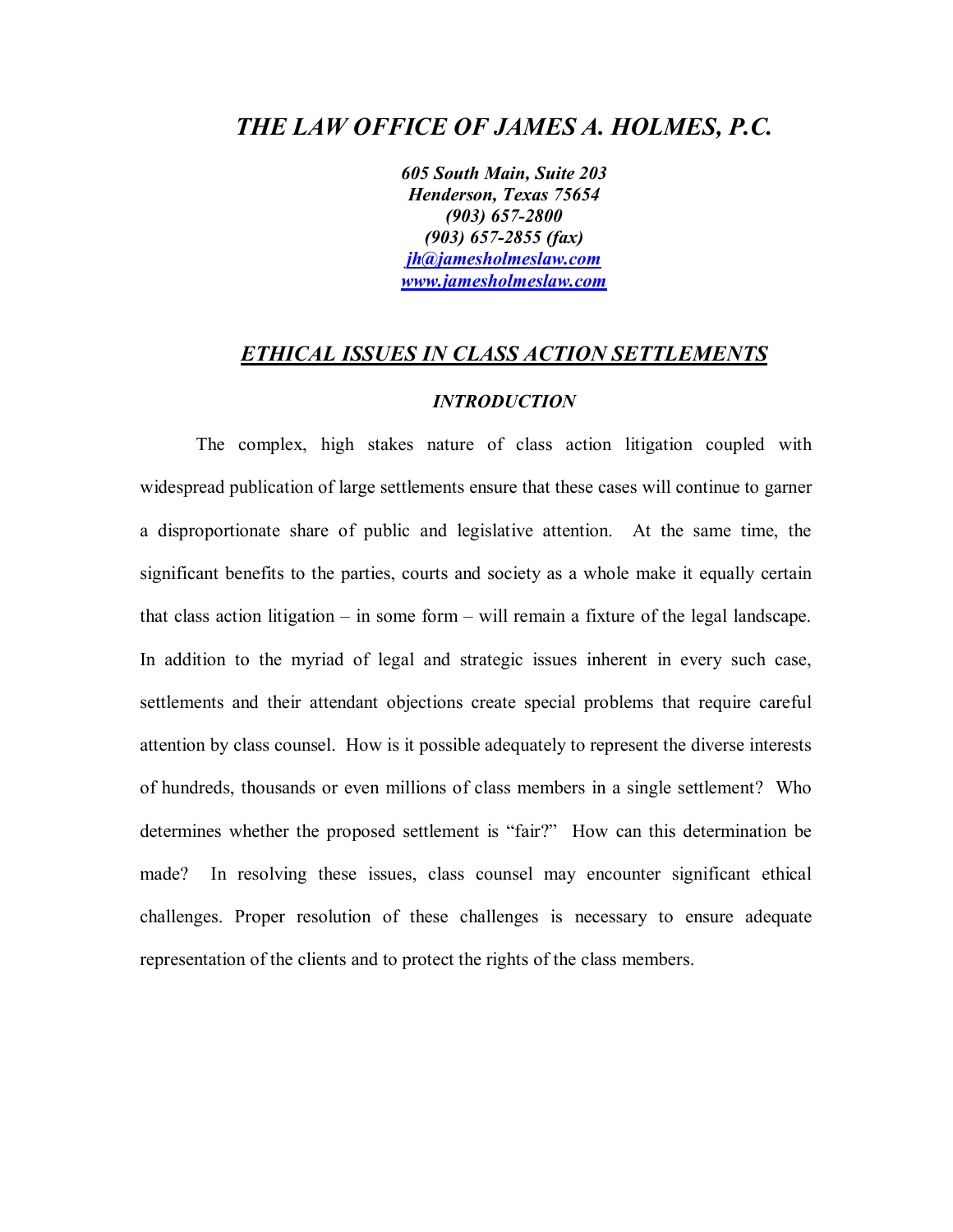# *THE LAW OFFICE OF JAMES A. HOLMES, P.C.*

***605 South Main, Suite 203***
***Henderson, Texas 75654***
***(903) 657-2800***
***(903) 657-2855 (fax)***
***jh@jamesholmeslaw.com***
***www.jamesholmeslaw.com***

## ***ETHICAL ISSUES IN CLASS ACTION SETTLEMENTS***

### ***INTRODUCTION***

The complex, high stakes nature of class action litigation coupled with widespread publication of large settlements ensure that these cases will continue to garner a disproportionate share of public and legislative attention. At the same time, the significant benefits to the parties, courts and society as a whole make it equally certain that class action litigation – in some form – will remain a fixture of the legal landscape. In addition to the myriad of legal and strategic issues inherent in every such case, settlements and their attendant objections create special problems that require careful attention by class counsel. How is it possible adequately to represent the diverse interests of hundreds, thousands or even millions of class members in a single settlement? Who determines whether the proposed settlement is "fair?" How can this determination be made? In resolving these issues, class counsel may encounter significant ethical challenges. Proper resolution of these challenges is necessary to ensure adequate representation of the clients and to protect the rights of the class members.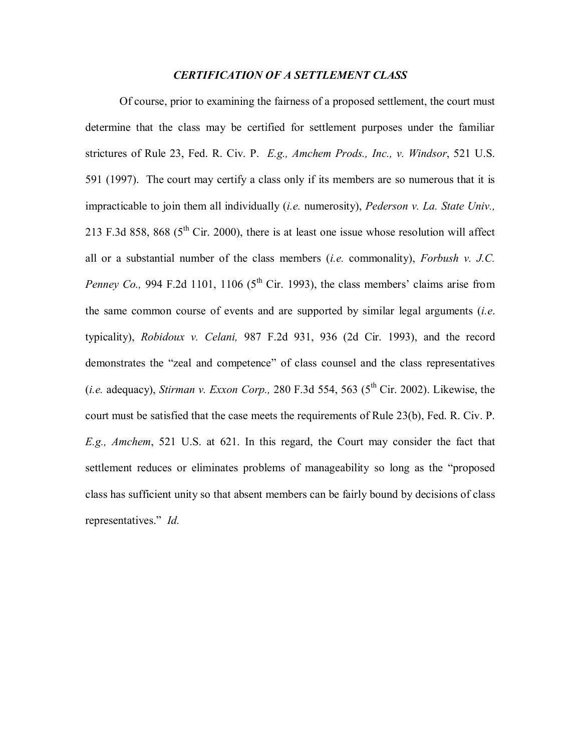## *CERTIFICATION OF A SETTLEMENT CLASS*

Of course, prior to examining the fairness of a proposed settlement, the court must determine that the class may be certified for settlement purposes under the familiar strictures of Rule 23, Fed. R. Civ. P. *E.g., Amchem Prods., Inc., v. Windsor*, 521 U.S. 591 (1997). The court may certify a class only if its members are so numerous that it is impracticable to join them all individually (*i.e.* numerosity), *Pederson v. La. State Univ.,* 213 F.3d 858, 868 (5th Cir. 2000), there is at least one issue whose resolution will affect all or a substantial number of the class members (*i.e.* commonality), *Forbush v. J.C. Penney Co.,* 994 F.2d 1101, 1106 (5th Cir. 1993), the class members' claims arise from the same common course of events and are supported by similar legal arguments (*i.e.* typicality), *Robidoux v. Celani,* 987 F.2d 931, 936 (2d Cir. 1993), and the record demonstrates the "zeal and competence" of class counsel and the class representatives (*i.e.* adequacy), *Stirman v. Exxon Corp.,* 280 F.3d 554, 563 (5th Cir. 2002). Likewise, the court must be satisfied that the case meets the requirements of Rule 23(b), Fed. R. Civ. P. *E.g., Amchem*, 521 U.S. at 621. In this regard, the Court may consider the fact that settlement reduces or eliminates problems of manageability so long as the "proposed class has sufficient unity so that absent members can be fairly bound by decisions of class representatives." *Id.*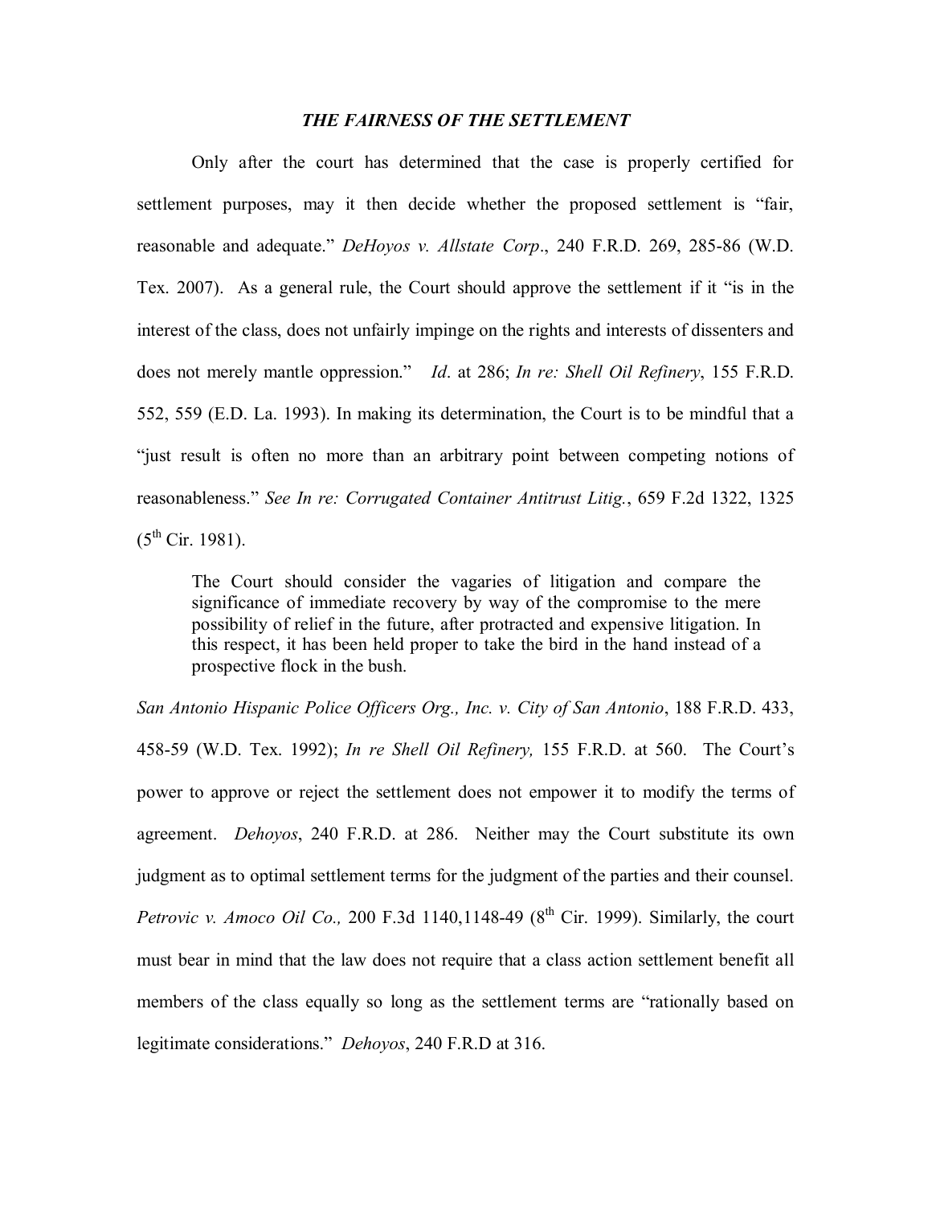## *THE FAIRNESS OF THE SETTLEMENT*

Only after the court has determined that the case is properly certified for settlement purposes, may it then decide whether the proposed settlement is "fair, reasonable and adequate." *DeHoyos v. Allstate Corp*., 240 F.R.D. 269, 285-86 (W.D. Tex. 2007). As a general rule, the Court should approve the settlement if it "is in the interest of the class, does not unfairly impinge on the rights and interests of dissenters and does not merely mantle oppression." *Id*. at 286; *In re: Shell Oil Refinery*, 155 F.R.D. 552, 559 (E.D. La. 1993). In making its determination, the Court is to be mindful that a "just result is often no more than an arbitrary point between competing notions of reasonableness." *See In re: Corrugated Container Antitrust Litig.*, 659 F.2d 1322, 1325 (5th Cir. 1981).

> The Court should consider the vagaries of litigation and compare the significance of immediate recovery by way of the compromise to the mere possibility of relief in the future, after protracted and expensive litigation. In this respect, it has been held proper to take the bird in the hand instead of a prospective flock in the bush.

*San Antonio Hispanic Police Officers Org., Inc. v. City of San Antonio*, 188 F.R.D. 433, 458-59 (W.D. Tex. 1992); *In re Shell Oil Refinery,* 155 F.R.D. at 560. The Court's power to approve or reject the settlement does not empower it to modify the terms of agreement. *Dehoyos*, 240 F.R.D. at 286. Neither may the Court substitute its own judgment as to optimal settlement terms for the judgment of the parties and their counsel. *Petrovic v. Amoco Oil Co.,* 200 F.3d 1140,1148-49 (8th Cir. 1999). Similarly, the court must bear in mind that the law does not require that a class action settlement benefit all members of the class equally so long as the settlement terms are "rationally based on legitimate considerations." *Dehoyos*, 240 F.R.D at 316.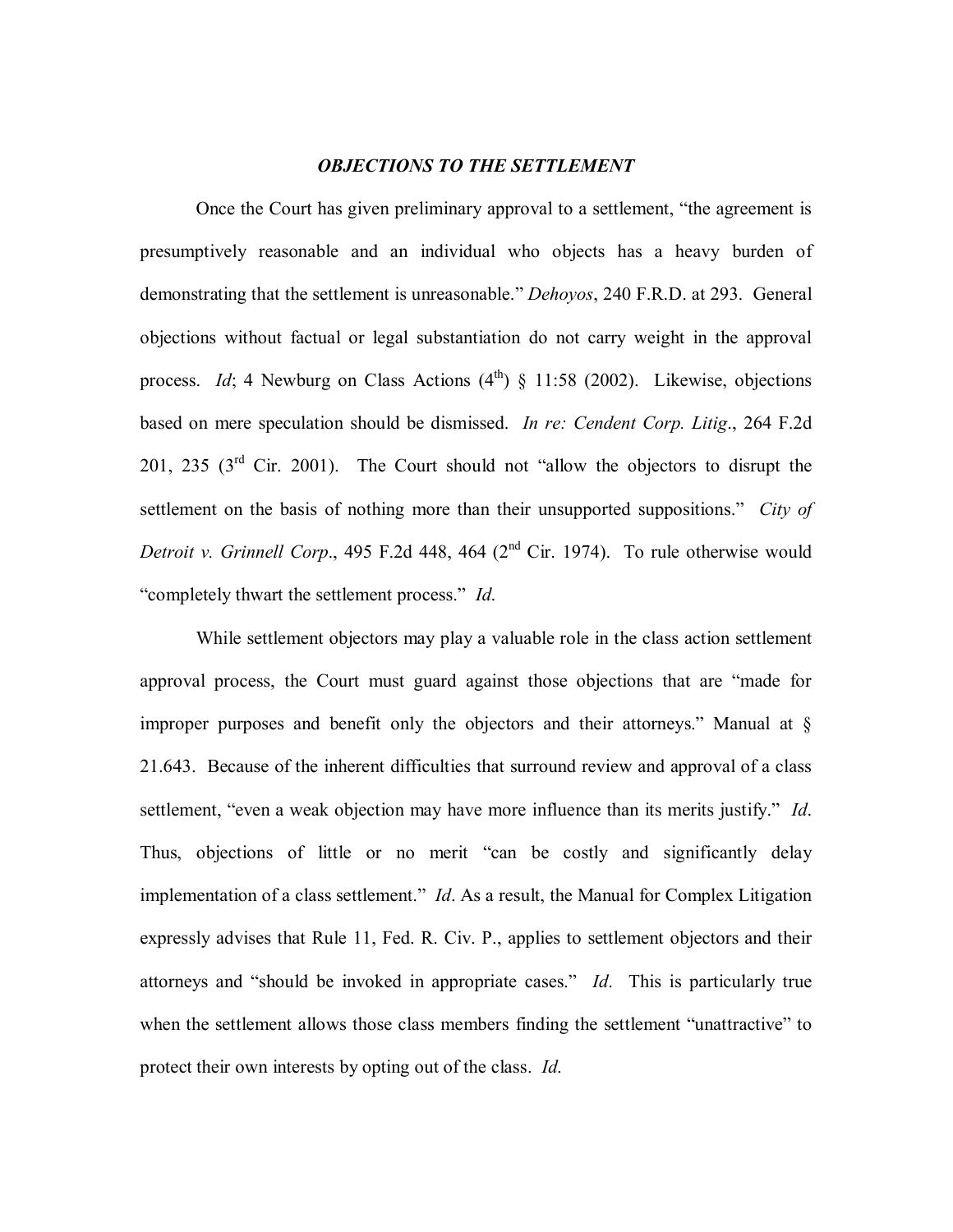### *OBJECTIONS TO THE SETTLEMENT*

Once the Court has given preliminary approval to a settlement, "the agreement is presumptively reasonable and an individual who objects has a heavy burden of demonstrating that the settlement is unreasonable." *Dehoyos*, 240 F.R.D. at 293. General objections without factual or legal substantiation do not carry weight in the approval process. *Id*; 4 Newburg on Class Actions (4th) § 11:58 (2002). Likewise, objections based on mere speculation should be dismissed. *In re: Cendent Corp. Litig*., 264 F.2d 201, 235 (3rd Cir. 2001). The Court should not "allow the objectors to disrupt the settlement on the basis of nothing more than their unsupported suppositions." *City of Detroit v. Grinnell Corp*., 495 F.2d 448, 464 (2nd Cir. 1974). To rule otherwise would "completely thwart the settlement process." *Id*.

While settlement objectors may play a valuable role in the class action settlement approval process, the Court must guard against those objections that are "made for improper purposes and benefit only the objectors and their attorneys." Manual at § 21.643. Because of the inherent difficulties that surround review and approval of a class settlement, "even a weak objection may have more influence than its merits justify." *Id*. Thus, objections of little or no merit "can be costly and significantly delay implementation of a class settlement." *Id*. As a result, the Manual for Complex Litigation expressly advises that Rule 11, Fed. R. Civ. P., applies to settlement objectors and their attorneys and "should be invoked in appropriate cases." *Id*. This is particularly true when the settlement allows those class members finding the settlement "unattractive" to protect their own interests by opting out of the class. *Id*.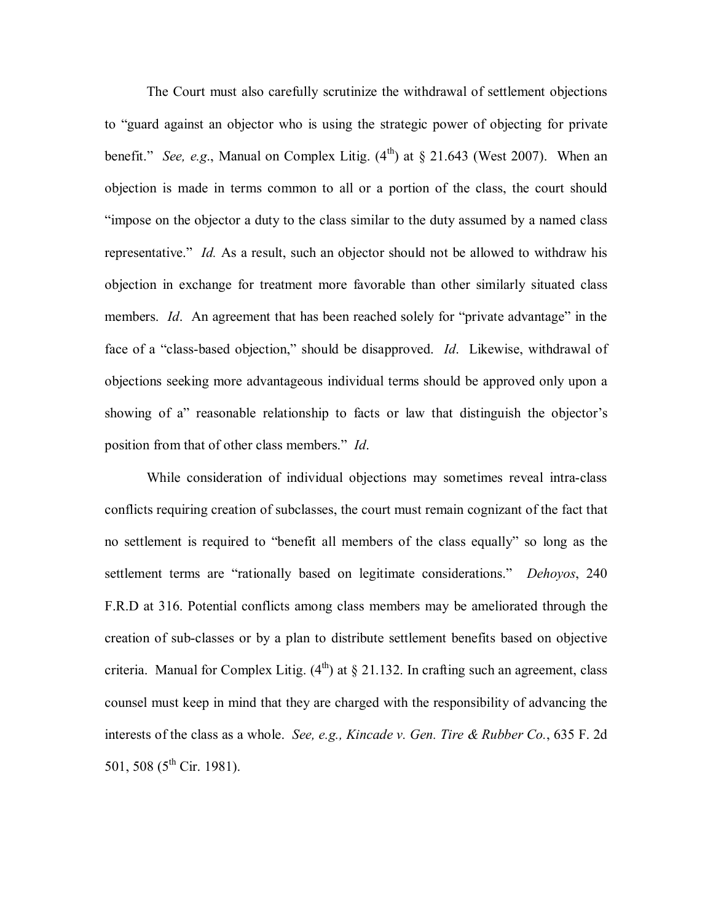The Court must also carefully scrutinize the withdrawal of settlement objections to "guard against an objector who is using the strategic power of objecting for private benefit." *See, e.g.*, Manual on Complex Litig. (4th) at § 21.643 (West 2007). When an objection is made in terms common to all or a portion of the class, the court should "impose on the objector a duty to the class similar to the duty assumed by a named class representative." *Id.* As a result, such an objector should not be allowed to withdraw his objection in exchange for treatment more favorable than other similarly situated class members. *Id*. An agreement that has been reached solely for "private advantage" in the face of a "class-based objection," should be disapproved. *Id*. Likewise, withdrawal of objections seeking more advantageous individual terms should be approved only upon a showing of a" reasonable relationship to facts or law that distinguish the objector's position from that of other class members." *Id*.

While consideration of individual objections may sometimes reveal intra-class conflicts requiring creation of subclasses, the court must remain cognizant of the fact that no settlement is required to "benefit all members of the class equally" so long as the settlement terms are "rationally based on legitimate considerations." *Dehoyos*, 240 F.R.D at 316. Potential conflicts among class members may be ameliorated through the creation of sub-classes or by a plan to distribute settlement benefits based on objective criteria. Manual for Complex Litig. (4th) at § 21.132. In crafting such an agreement, class counsel must keep in mind that they are charged with the responsibility of advancing the interests of the class as a whole. *See, e.g., Kincade v. Gen. Tire & Rubber Co.*, 635 F. 2d 501, 508 (5th Cir. 1981).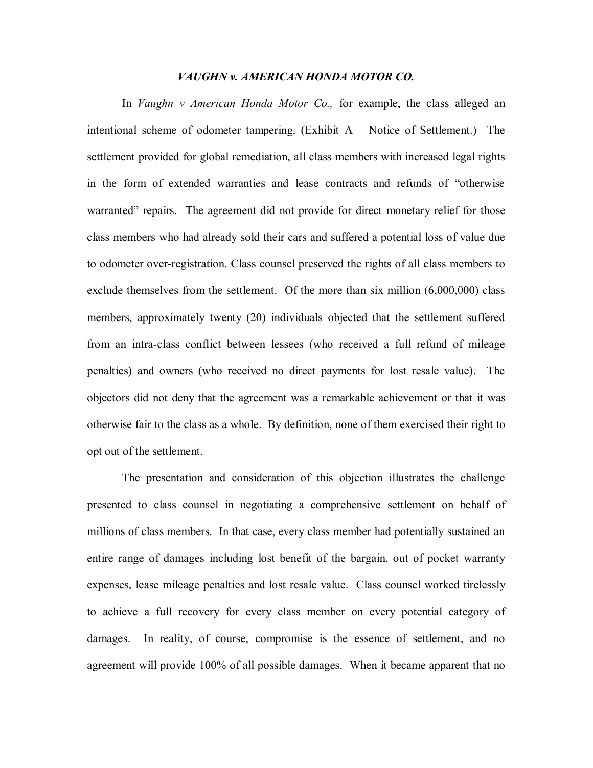## *VAUGHN v. AMERICAN HONDA MOTOR CO.*

In *Vaughn v American Honda Motor Co.,* for example, the class alleged an intentional scheme of odometer tampering. (Exhibit A – Notice of Settlement.) The settlement provided for global remediation, all class members with increased legal rights in the form of extended warranties and lease contracts and refunds of "otherwise warranted" repairs. The agreement did not provide for direct monetary relief for those class members who had already sold their cars and suffered a potential loss of value due to odometer over-registration. Class counsel preserved the rights of all class members to exclude themselves from the settlement. Of the more than six million (6,000,000) class members, approximately twenty (20) individuals objected that the settlement suffered from an intra-class conflict between lessees (who received a full refund of mileage penalties) and owners (who received no direct payments for lost resale value). The objectors did not deny that the agreement was a remarkable achievement or that it was otherwise fair to the class as a whole. By definition, none of them exercised their right to opt out of the settlement.

The presentation and consideration of this objection illustrates the challenge presented to class counsel in negotiating a comprehensive settlement on behalf of millions of class members. In that case, every class member had potentially sustained an entire range of damages including lost benefit of the bargain, out of pocket warranty expenses, lease mileage penalties and lost resale value. Class counsel worked tirelessly to achieve a full recovery for every class member on every potential category of damages. In reality, of course, compromise is the essence of settlement, and no agreement will provide 100% of all possible damages. When it became apparent that no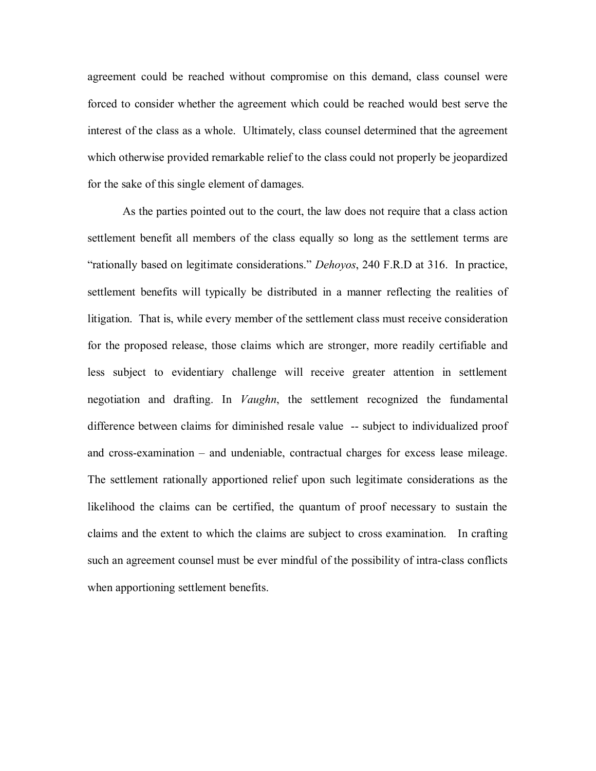agreement could be reached without compromise on this demand, class counsel were forced to consider whether the agreement which could be reached would best serve the interest of the class as a whole. Ultimately, class counsel determined that the agreement which otherwise provided remarkable relief to the class could not properly be jeopardized for the sake of this single element of damages.

As the parties pointed out to the court, the law does not require that a class action settlement benefit all members of the class equally so long as the settlement terms are "rationally based on legitimate considerations." *Dehoyos*, 240 F.R.D at 316. In practice, settlement benefits will typically be distributed in a manner reflecting the realities of litigation. That is, while every member of the settlement class must receive consideration for the proposed release, those claims which are stronger, more readily certifiable and less subject to evidentiary challenge will receive greater attention in settlement negotiation and drafting. In *Vaughn*, the settlement recognized the fundamental difference between claims for diminished resale value -- subject to individualized proof and cross-examination – and undeniable, contractual charges for excess lease mileage. The settlement rationally apportioned relief upon such legitimate considerations as the likelihood the claims can be certified, the quantum of proof necessary to sustain the claims and the extent to which the claims are subject to cross examination. In crafting such an agreement counsel must be ever mindful of the possibility of intra-class conflicts when apportioning settlement benefits.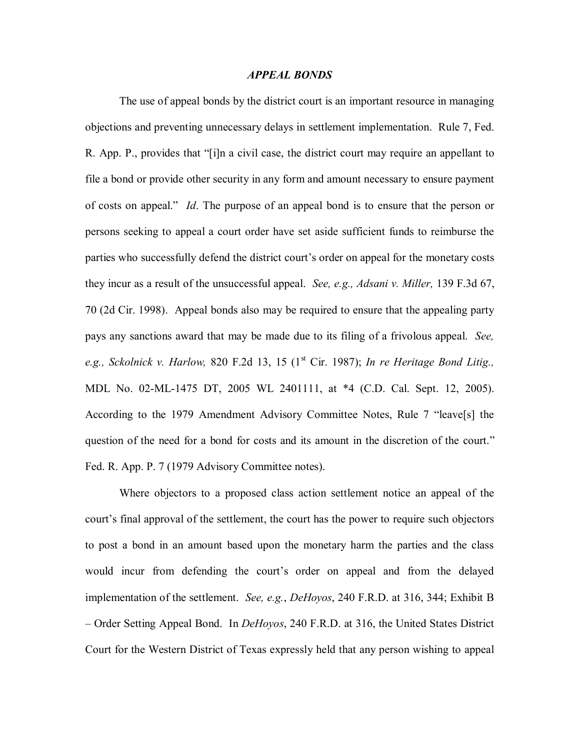## *APPEAL BONDS*

The use of appeal bonds by the district court is an important resource in managing objections and preventing unnecessary delays in settlement implementation. Rule 7, Fed. R. App. P., provides that "[i]n a civil case, the district court may require an appellant to file a bond or provide other security in any form and amount necessary to ensure payment of costs on appeal." *Id*. The purpose of an appeal bond is to ensure that the person or persons seeking to appeal a court order have set aside sufficient funds to reimburse the parties who successfully defend the district court's order on appeal for the monetary costs they incur as a result of the unsuccessful appeal. *See, e.g., Adsani v. Miller,* 139 F.3d 67, 70 (2d Cir. 1998). Appeal bonds also may be required to ensure that the appealing party pays any sanctions award that may be made due to its filing of a frivolous appeal. *See, e.g., Sckolnick v. Harlow,* 820 F.2d 13, 15 (1st Cir. 1987); *In re Heritage Bond Litig.,* MDL No. 02-ML-1475 DT, 2005 WL 2401111, at *4 (C.D. Cal. Sept. 12, 2005). According to the 1979 Amendment Advisory Committee Notes, Rule 7 "leave[s] the question of the need for a bond for costs and its amount in the discretion of the court." Fed. R. App. P. 7 (1979 Advisory Committee notes).

Where objectors to a proposed class action settlement notice an appeal of the court's final approval of the settlement, the court has the power to require such objectors to post a bond in an amount based upon the monetary harm the parties and the class would incur from defending the court's order on appeal and from the delayed implementation of the settlement. *See, e.g.*, *DeHoyos*, 240 F.R.D. at 316, 344; Exhibit B – Order Setting Appeal Bond. In *DeHoyos*, 240 F.R.D. at 316, the United States District Court for the Western District of Texas expressly held that any person wishing to appeal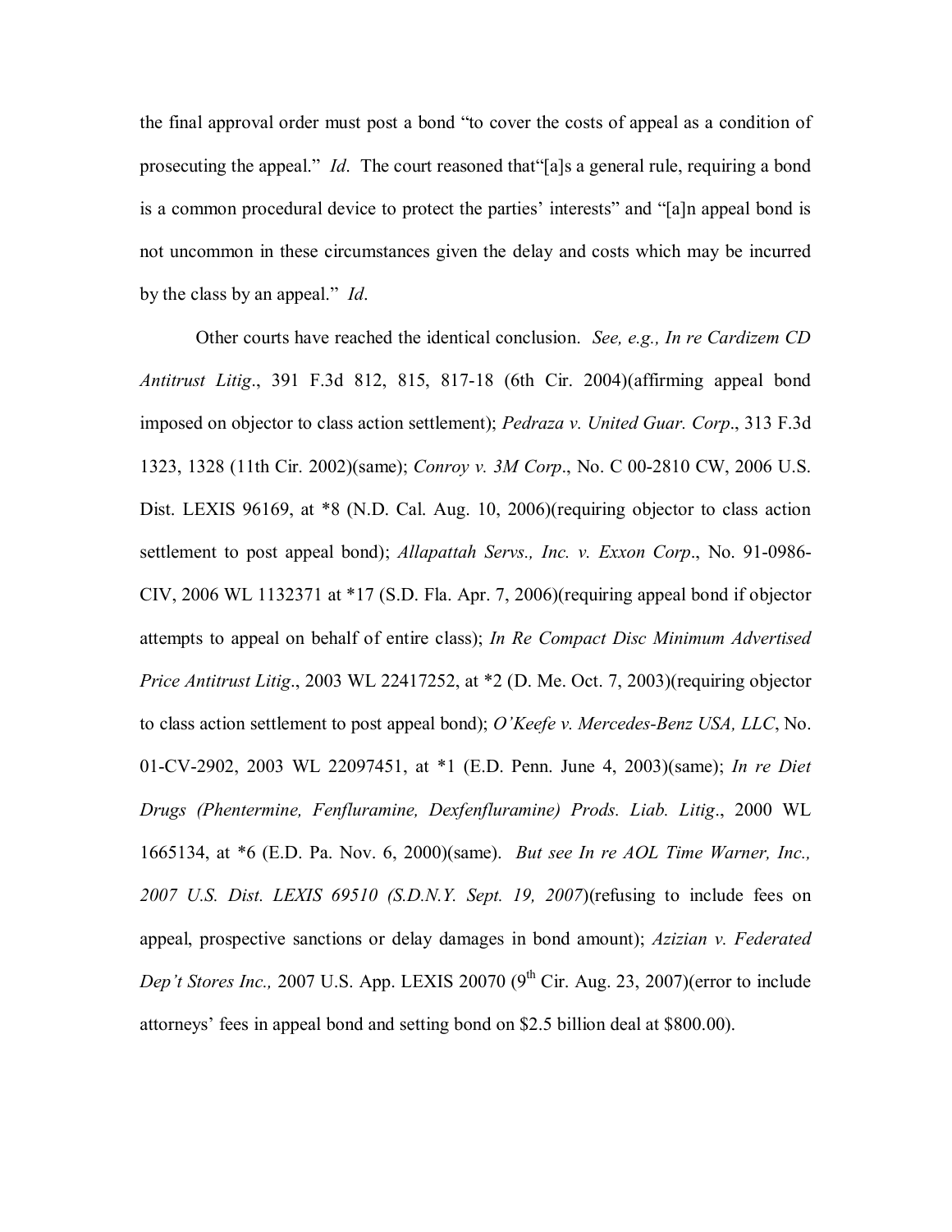the final approval order must post a bond "to cover the costs of appeal as a condition of prosecuting the appeal." *Id*. The court reasoned that"[a]s a general rule, requiring a bond is a common procedural device to protect the parties' interests" and "[a]n appeal bond is not uncommon in these circumstances given the delay and costs which may be incurred by the class by an appeal." *Id*.

Other courts have reached the identical conclusion. *See, e.g., In re Cardizem CD Antitrust Litig*., 391 F.3d 812, 815, 817-18 (6th Cir. 2004)(affirming appeal bond imposed on objector to class action settlement); *Pedraza v. United Guar. Corp*., 313 F.3d 1323, 1328 (11th Cir. 2002)(same); *Conroy v. 3M Corp*., No. C 00-2810 CW, 2006 U.S. Dist. LEXIS 96169, at *8 (N.D. Cal. Aug. 10, 2006)(requiring objector to class action settlement to post appeal bond); *Allapattah Servs., Inc. v. Exxon Corp*., No. 91-0986-CIV, 2006 WL 1132371 at *17 (S.D. Fla. Apr. 7, 2006)(requiring appeal bond if objector attempts to appeal on behalf of entire class); *In Re Compact Disc Minimum Advertised Price Antitrust Litig*., 2003 WL 22417252, at *2 (D. Me. Oct. 7, 2003)(requiring objector to class action settlement to post appeal bond); *O'Keefe v. Mercedes-Benz USA, LLC*, No. 01-CV-2902, 2003 WL 22097451, at *1 (E.D. Penn. June 4, 2003)(same); *In re Diet Drugs (Phentermine, Fenfluramine, Dexfenfluramine) Prods. Liab. Litig*., 2000 WL 1665134, at *6 (E.D. Pa. Nov. 6, 2000)(same). *But see In re AOL Time Warner, Inc., 2007 U.S. Dist. LEXIS 69510 (S.D.N.Y. Sept. 19, 2007)*(refusing to include fees on appeal, prospective sanctions or delay damages in bond amount); *Azizian v. Federated Dep't Stores Inc.,* 2007 U.S. App. LEXIS 20070 (9th Cir. Aug. 23, 2007)(error to include attorneys' fees in appeal bond and setting bond on $2.5 billion deal at $800.00).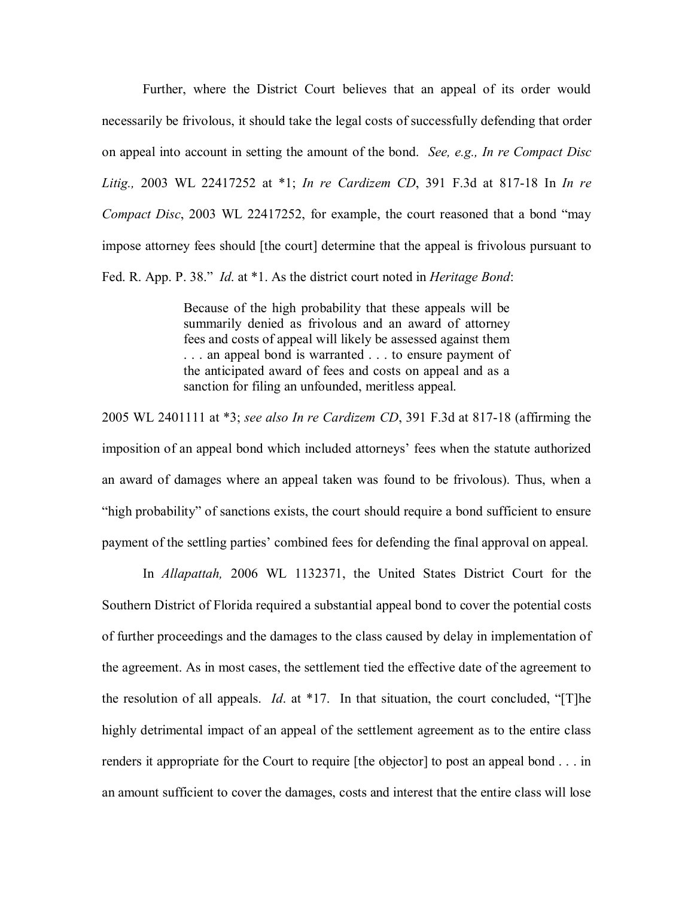Further, where the District Court believes that an appeal of its order would necessarily be frivolous, it should take the legal costs of successfully defending that order on appeal into account in setting the amount of the bond. *See, e.g., In re Compact Disc Litig.,* 2003 WL 22417252 at *1; *In re Cardizem CD*, 391 F.3d at 817-18 In *In re Compact Disc*, 2003 WL 22417252, for example, the court reasoned that a bond "may impose attorney fees should [the court] determine that the appeal is frivolous pursuant to Fed. R. App. P. 38." *Id*. at *1. As the district court noted in *Heritage Bond*:

> Because of the high probability that these appeals will be summarily denied as frivolous and an award of attorney fees and costs of appeal will likely be assessed against them . . . an appeal bond is warranted . . . to ensure payment of the anticipated award of fees and costs on appeal and as a sanction for filing an unfounded, meritless appeal.

2005 WL 2401111 at *3; *see also In re Cardizem CD*, 391 F.3d at 817-18 (affirming the imposition of an appeal bond which included attorneys' fees when the statute authorized an award of damages where an appeal taken was found to be frivolous). Thus, when a "high probability" of sanctions exists, the court should require a bond sufficient to ensure payment of the settling parties' combined fees for defending the final approval on appeal.

In *Allapattah,* 2006 WL 1132371, the United States District Court for the Southern District of Florida required a substantial appeal bond to cover the potential costs of further proceedings and the damages to the class caused by delay in implementation of the agreement. As in most cases, the settlement tied the effective date of the agreement to the resolution of all appeals. *Id*. at *17. In that situation, the court concluded, "[T]he highly detrimental impact of an appeal of the settlement agreement as to the entire class renders it appropriate for the Court to require [the objector] to post an appeal bond . . . in an amount sufficient to cover the damages, costs and interest that the entire class will lose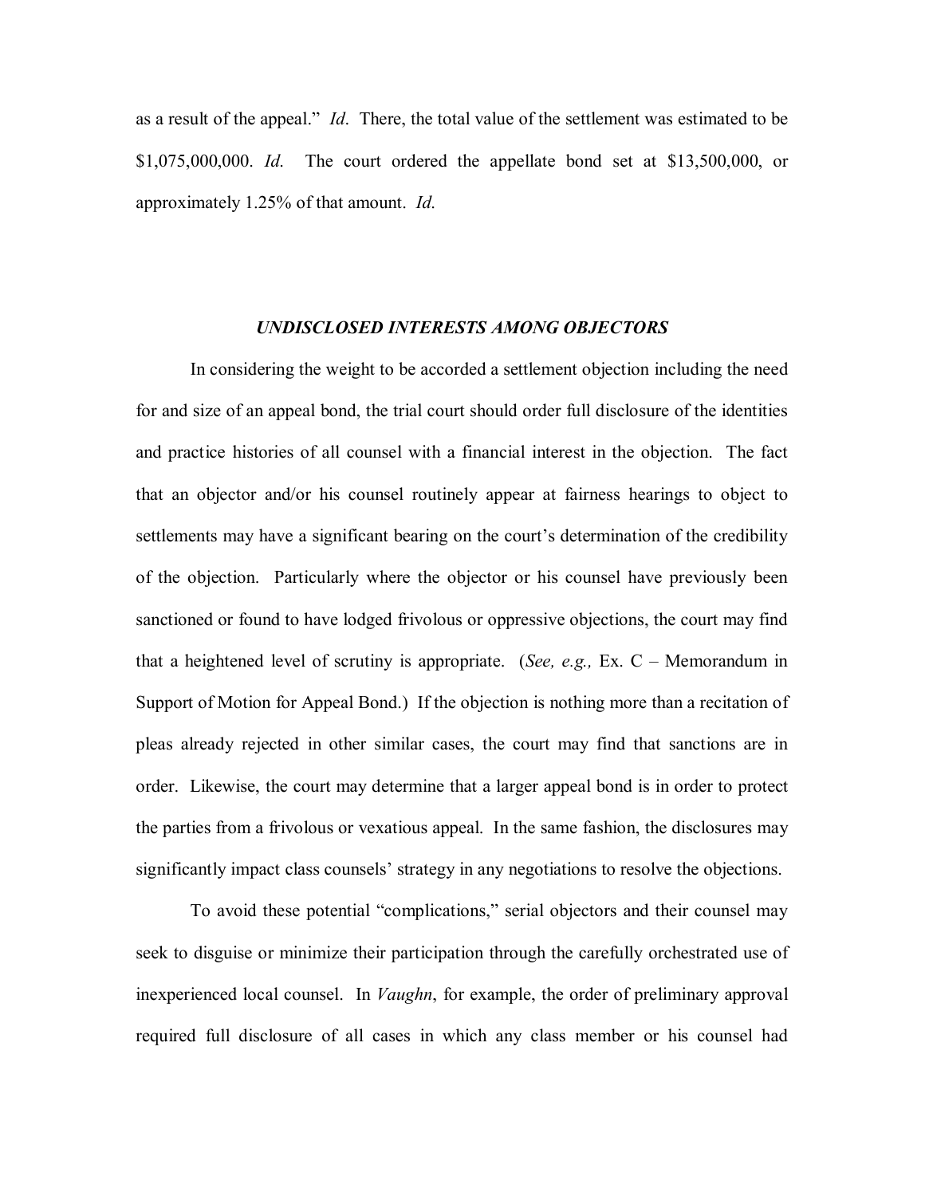as a result of the appeal." *Id*. There, the total value of the settlement was estimated to be $1,075,000,000. *Id*. The court ordered the appellate bond set at $13,500,000, or approximately 1.25% of that amount. *Id*.

## ***UNDISCLOSED INTERESTS AMONG OBJECTORS***

In considering the weight to be accorded a settlement objection including the need for and size of an appeal bond, the trial court should order full disclosure of the identities and practice histories of all counsel with a financial interest in the objection. The fact that an objector and/or his counsel routinely appear at fairness hearings to object to settlements may have a significant bearing on the court's determination of the credibility of the objection. Particularly where the objector or his counsel have previously been sanctioned or found to have lodged frivolous or oppressive objections, the court may find that a heightened level of scrutiny is appropriate. (*See, e.g.,* Ex. C – Memorandum in Support of Motion for Appeal Bond.) If the objection is nothing more than a recitation of pleas already rejected in other similar cases, the court may find that sanctions are in order. Likewise, the court may determine that a larger appeal bond is in order to protect the parties from a frivolous or vexatious appeal. In the same fashion, the disclosures may significantly impact class counsels' strategy in any negotiations to resolve the objections.

To avoid these potential "complications," serial objectors and their counsel may seek to disguise or minimize their participation through the carefully orchestrated use of inexperienced local counsel. In *Vaughn*, for example, the order of preliminary approval required full disclosure of all cases in which any class member or his counsel had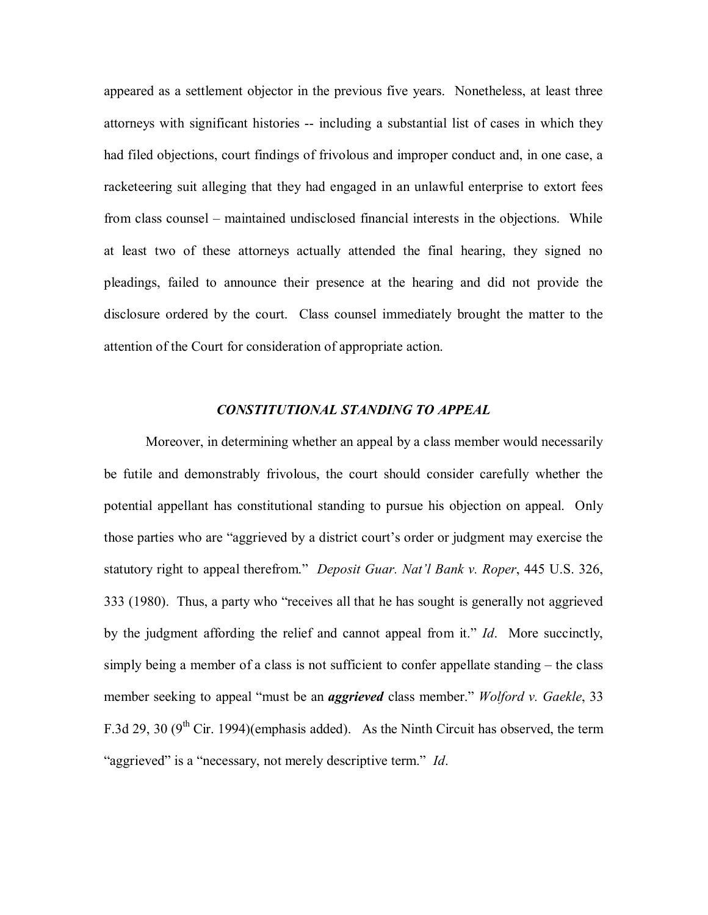appeared as a settlement objector in the previous five years. Nonetheless, at least three attorneys with significant histories -- including a substantial list of cases in which they had filed objections, court findings of frivolous and improper conduct and, in one case, a racketeering suit alleging that they had engaged in an unlawful enterprise to extort fees from class counsel – maintained undisclosed financial interests in the objections. While at least two of these attorneys actually attended the final hearing, they signed no pleadings, failed to announce their presence at the hearing and did not provide the disclosure ordered by the court. Class counsel immediately brought the matter to the attention of the Court for consideration of appropriate action.

### *CONSTITUTIONAL STANDING TO APPEAL*

Moreover, in determining whether an appeal by a class member would necessarily be futile and demonstrably frivolous, the court should consider carefully whether the potential appellant has constitutional standing to pursue his objection on appeal. Only those parties who are "aggrieved by a district court's order or judgment may exercise the statutory right to appeal therefrom." *Deposit Guar. Nat'l Bank v. Roper*, 445 U.S. 326, 333 (1980). Thus, a party who "receives all that he has sought is generally not aggrieved by the judgment affording the relief and cannot appeal from it." *Id*. More succinctly, simply being a member of a class is not sufficient to confer appellate standing – the class member seeking to appeal "must be an ***aggrieved*** class member." *Wolford v. Gaekle*, 33 F.3d 29, 30 (9th Cir. 1994)(emphasis added). As the Ninth Circuit has observed, the term "aggrieved" is a "necessary, not merely descriptive term." *Id*.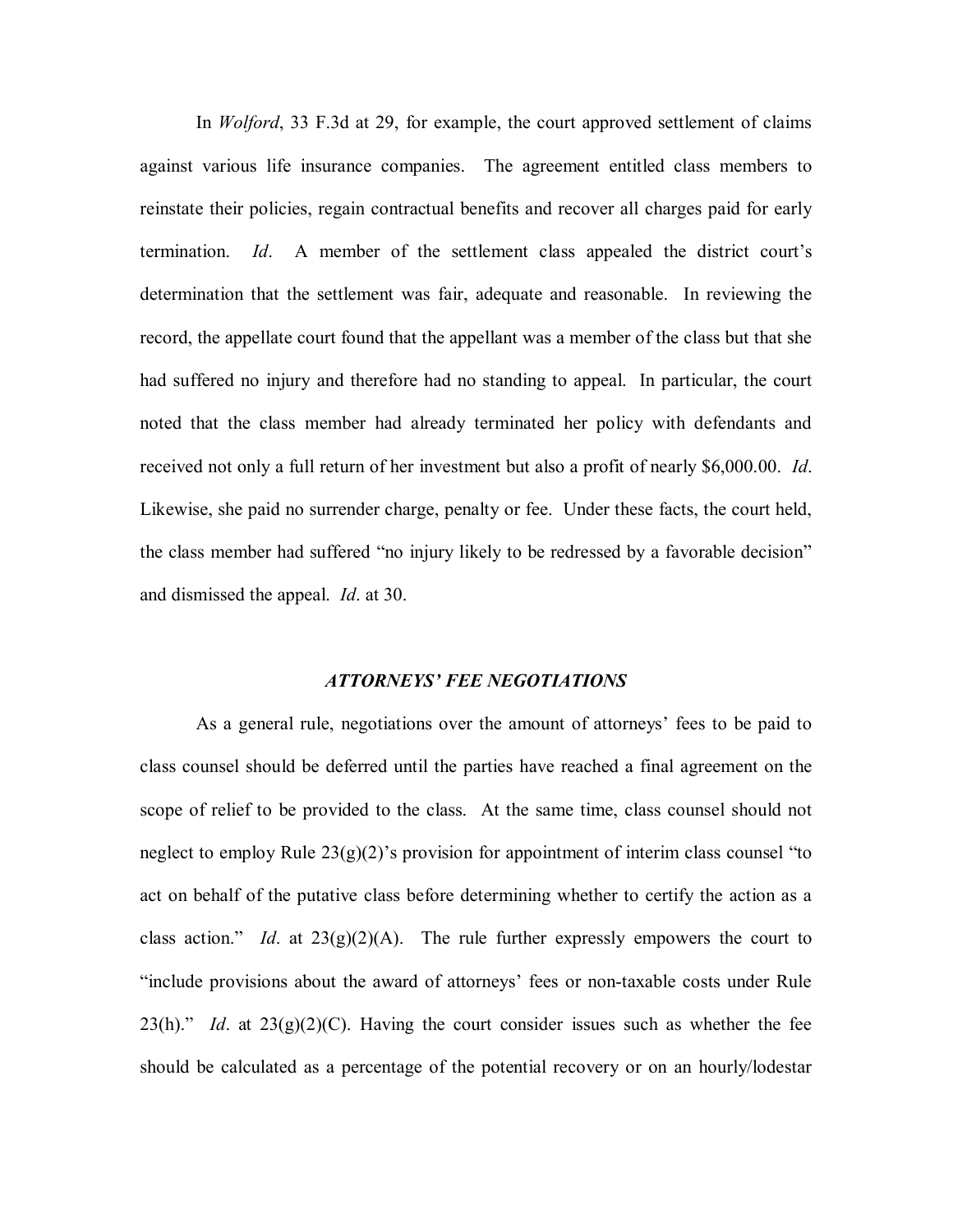In *Wolford*, 33 F.3d at 29, for example, the court approved settlement of claims against various life insurance companies. The agreement entitled class members to reinstate their policies, regain contractual benefits and recover all charges paid for early termination. *Id*. A member of the settlement class appealed the district court's determination that the settlement was fair, adequate and reasonable. In reviewing the record, the appellate court found that the appellant was a member of the class but that she had suffered no injury and therefore had no standing to appeal. In particular, the court noted that the class member had already terminated her policy with defendants and received not only a full return of her investment but also a profit of nearly $6,000.00. *Id*. Likewise, she paid no surrender charge, penalty or fee. Under these facts, the court held, the class member had suffered "no injury likely to be redressed by a favorable decision" and dismissed the appeal. *Id*. at 30.

## ***ATTORNEYS' FEE NEGOTIATIONS***

As a general rule, negotiations over the amount of attorneys' fees to be paid to class counsel should be deferred until the parties have reached a final agreement on the scope of relief to be provided to the class. At the same time, class counsel should not neglect to employ Rule 23(g)(2)'s provision for appointment of interim class counsel "to act on behalf of the putative class before determining whether to certify the action as a class action." *Id*. at 23(g)(2)(A). The rule further expressly empowers the court to "include provisions about the award of attorneys' fees or non-taxable costs under Rule 23(h)." *Id*. at 23(g)(2)(C). Having the court consider issues such as whether the fee should be calculated as a percentage of the potential recovery or on an hourly/lodestar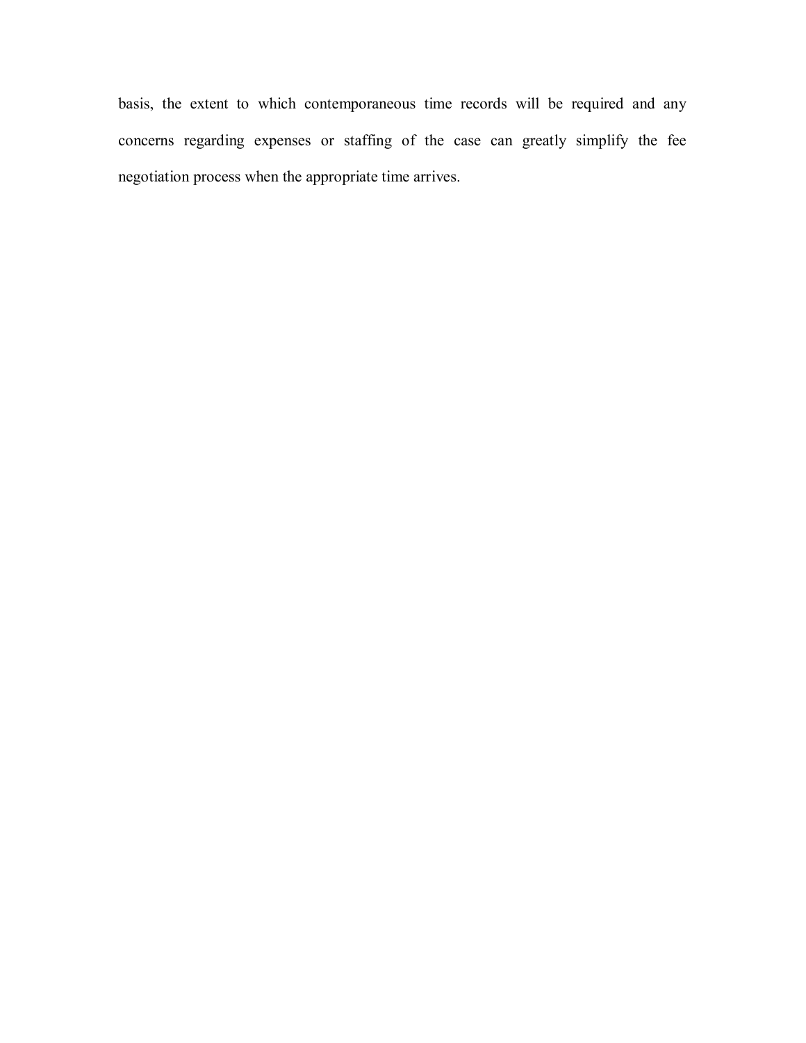basis, the extent to which contemporaneous time records will be required and any concerns regarding expenses or staffing of the case can greatly simplify the fee negotiation process when the appropriate time arrives.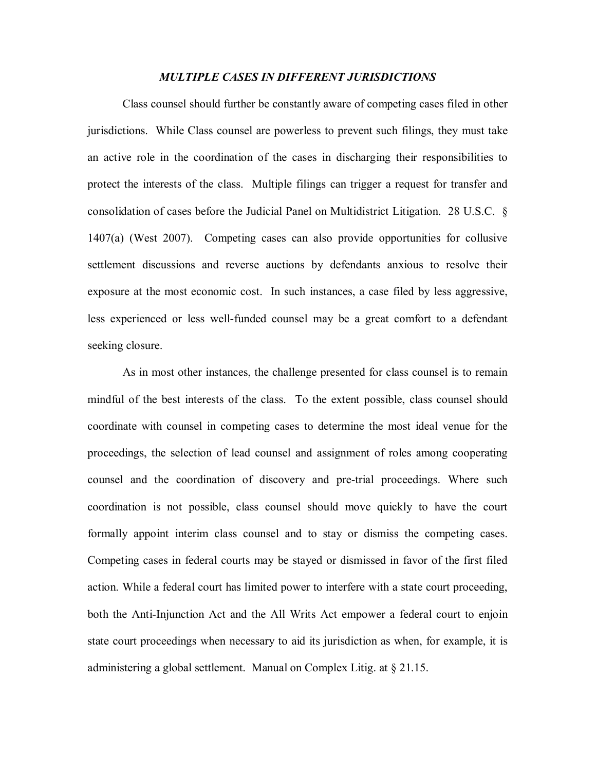### *MULTIPLE CASES IN DIFFERENT JURISDICTIONS*

Class counsel should further be constantly aware of competing cases filed in other jurisdictions. While Class counsel are powerless to prevent such filings, they must take an active role in the coordination of the cases in discharging their responsibilities to protect the interests of the class. Multiple filings can trigger a request for transfer and consolidation of cases before the Judicial Panel on Multidistrict Litigation. 28 U.S.C. § 1407(a) (West 2007). Competing cases can also provide opportunities for collusive settlement discussions and reverse auctions by defendants anxious to resolve their exposure at the most economic cost. In such instances, a case filed by less aggressive, less experienced or less well-funded counsel may be a great comfort to a defendant seeking closure.

As in most other instances, the challenge presented for class counsel is to remain mindful of the best interests of the class. To the extent possible, class counsel should coordinate with counsel in competing cases to determine the most ideal venue for the proceedings, the selection of lead counsel and assignment of roles among cooperating counsel and the coordination of discovery and pre-trial proceedings. Where such coordination is not possible, class counsel should move quickly to have the court formally appoint interim class counsel and to stay or dismiss the competing cases. Competing cases in federal courts may be stayed or dismissed in favor of the first filed action. While a federal court has limited power to interfere with a state court proceeding, both the Anti-Injunction Act and the All Writs Act empower a federal court to enjoin state court proceedings when necessary to aid its jurisdiction as when, for example, it is administering a global settlement. Manual on Complex Litig. at § 21.15.